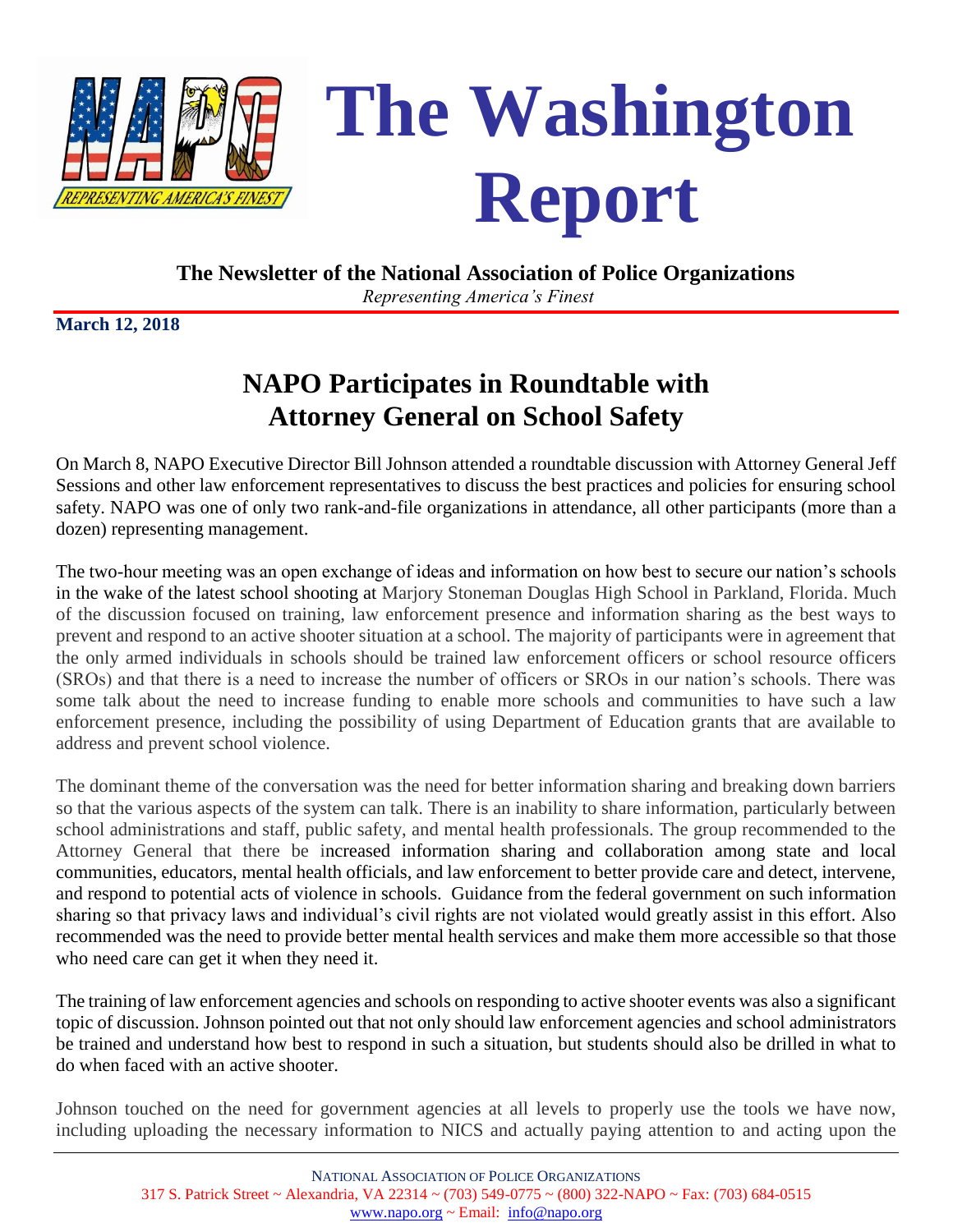# The Washington Report

**The Newsletter of the National Association of Police Organizations**

*Representing America's Finest*

**March 12, 2018**

## NAPO Participates in Roundtable with Attorney General on School Safety

On March 8, NAPO Executive Director Bill Johnson attended a roundtable discussion with Attorney General Jeff Sessions and other law enforcement representatives to discuss the best practices and policies for ensuring school safety. NAPO was one of only two rank-and-file organizations in attendance, all other participants (more than a dozen) representing management.

The two-hour meeting was an open exchange of ideas and information on how best to secure our nation's schools in the wake of the latest school shooting at Marjory Stoneman Douglas High School in Parkland, Florida. Much of the discussion focused on training, law enforcement presence and information sharing as the best ways to prevent and respond to an active shooter situation at a school. The majority of participants were in agreement that the only armed individuals in schools should be trained law enforcement officers or school resource officers (SROs) and that there is a need to increase the number of officers or SROs in our nation's schools. There was some talk about the need to increase funding to enable more schools and communities to have such a law enforcement presence, including the possibility of using Department of Education grants that are available to address and prevent school violence.

The dominant theme of the conversation was the need for better information sharing and breaking down barriers so that the various aspects of the system can talk. There is an inability to share information, particularly between school administrations and staff, public safety, and mental health professionals. The group recommended to the Attorney General that there be increased information sharing and collaboration among state and local communities, educators, mental health officials, and law enforcement to better provide care and detect, intervene, and respond to potential acts of violence in schools. Guidance from the federal government on such information sharing so that privacy laws and individual's civil rights are not violated would greatly assist in this effort. Also recommended was the need to provide better mental health services and make them more accessible so that those who need care can get it when they need it.

The training of law enforcement agencies and schools on responding to active shooter events was also a significant topic of discussion. Johnson pointed out that not only should law enforcement agencies and school administrators be trained and understand how best to respond in such a situation, but students should also be drilled in what to do when faced with an active shooter.

Johnson touched on the need for government agencies at all levels to properly use the tools we have now, including uploading the necessary information to NICS and actually paying attention to and acting upon the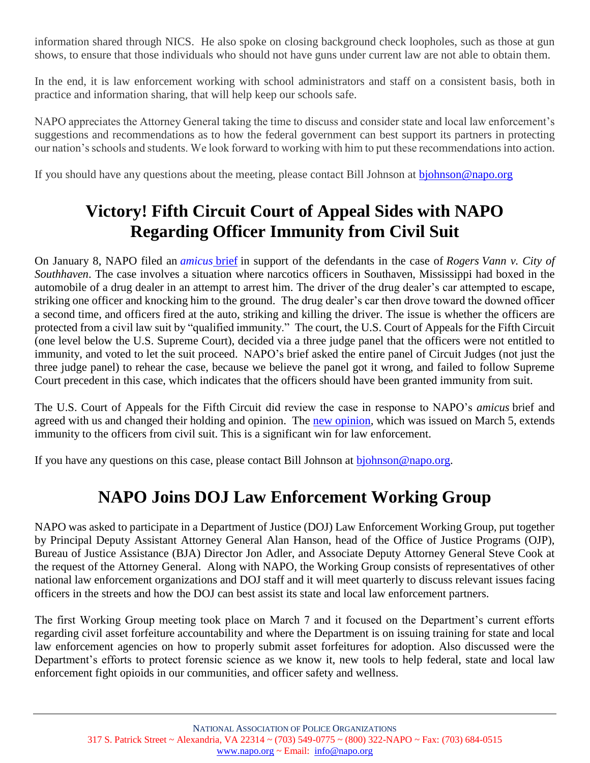information shared through NICS. He also spoke on closing background check loopholes, such as those at gun shows, to ensure that those individuals who should not have guns under current law are not able to obtain them.

In the end, it is law enforcement working with school administrators and staff on a consistent basis, both in practice and information sharing, that will help keep our schools safe.

NAPO appreciates the Attorney General taking the time to discuss and consider state and local law enforcement's suggestions and recommendations as to how the federal government can best support its partners in protecting our nation's schools and students. We look forward to working with him to put these recommendations into action.

If you should have any questions about the meeting, please contact Bill Johnson at bjohnson@napo.org

# Victory! Fifth Circuit Court of Appeal Sides with NAPO Regarding Officer Immunity from Civil Suit

On January 8, NAPO filed an *amicus* brief in support of the defendants in the case of *Rogers Vann v. City of Southhaven*. The case involves a situation where narcotics officers in Southaven, Mississippi had boxed in the automobile of a drug dealer in an attempt to arrest him. The driver of the drug dealer's car attempted to escape, striking one officer and knocking him to the ground. The drug dealer's car then drove toward the downed officer a second time, and officers fired at the auto, striking and killing the driver. The issue is whether the officers are protected from a civil law suit by "qualified immunity." The court, the U.S. Court of Appeals for the Fifth Circuit (one level below the U.S. Supreme Court), decided via a three judge panel that the officers were not entitled to immunity, and voted to let the suit proceed. NAPO's brief asked the entire panel of Circuit Judges (not just the three judge panel) to rehear the case, because we believe the panel got it wrong, and failed to follow Supreme Court precedent in this case, which indicates that the officers should have been granted immunity from suit.

The U.S. Court of Appeals for the Fifth Circuit did review the case in response to NAPO's *amicus* brief and agreed with us and changed their holding and opinion. The new opinion, which was issued on March 5, extends immunity to the officers from civil suit. This is a significant win for law enforcement.

If you have any questions on this case, please contact Bill Johnson at bjohnson@napo.org.

# NAPO Joins DOJ Law Enforcement Working Group

NAPO was asked to participate in a Department of Justice (DOJ) Law Enforcement Working Group, put together by Principal Deputy Assistant Attorney General Alan Hanson, head of the Office of Justice Programs (OJP), Bureau of Justice Assistance (BJA) Director Jon Adler, and Associate Deputy Attorney General Steve Cook at the request of the Attorney General. Along with NAPO, the Working Group consists of representatives of other national law enforcement organizations and DOJ staff and it will meet quarterly to discuss relevant issues facing officers in the streets and how the DOJ can best assist its state and local law enforcement partners.

The first Working Group meeting took place on March 7 and it focused on the Department's current efforts regarding civil asset forfeiture accountability and where the Department is on issuing training for state and local law enforcement agencies on how to properly submit asset forfeitures for adoption. Also discussed were the Department's efforts to protect forensic science as we know it, new tools to help federal, state and local law enforcement fight opioids in our communities, and officer safety and wellness.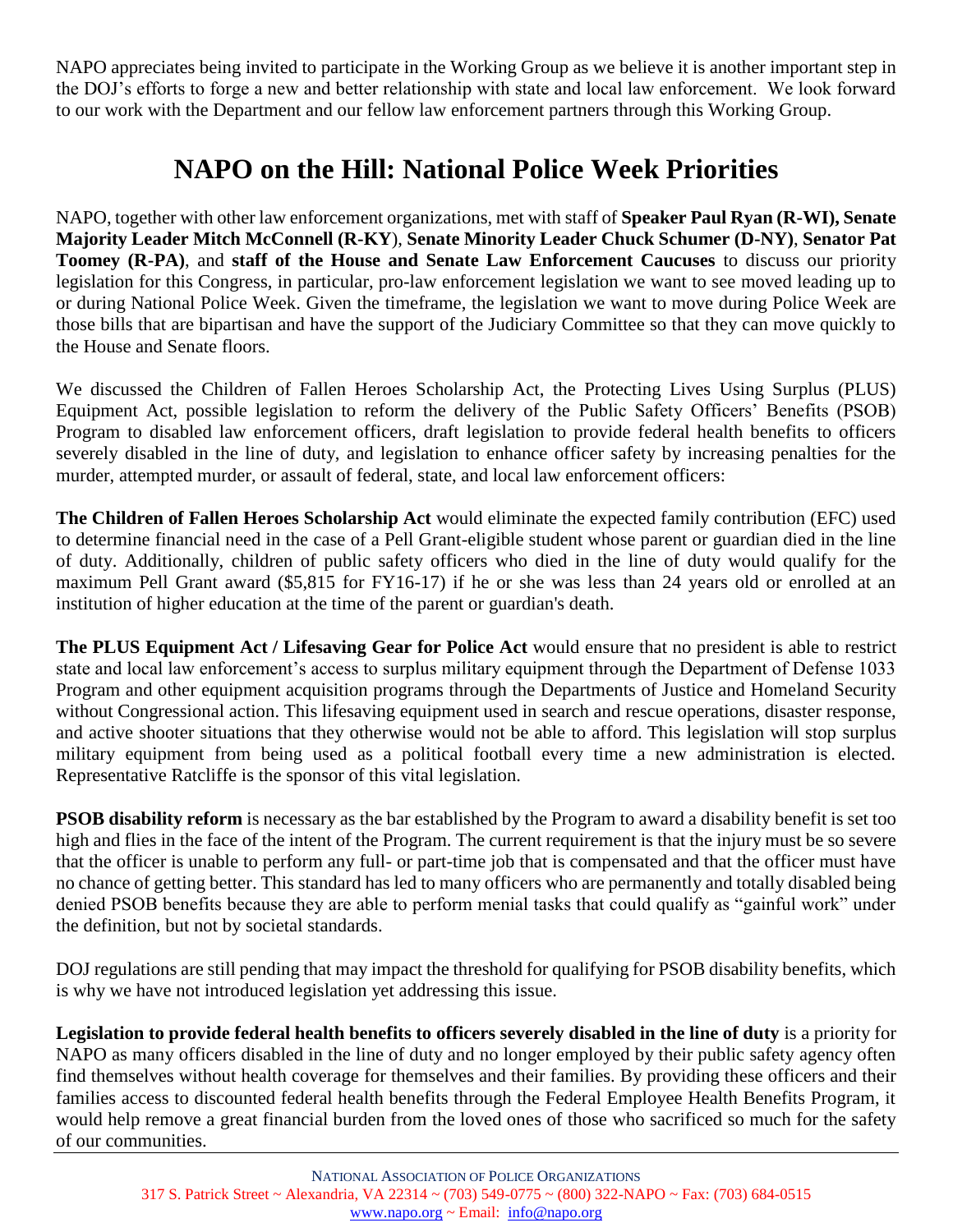NAPO appreciates being invited to participate in the Working Group as we believe it is another important step in the DOJ's efforts to forge a new and better relationship with state and local law enforcement. We look forward to our work with the Department and our fellow law enforcement partners through this Working Group.

# NAPO on the Hill: National Police Week Priorities

NAPO, together with other law enforcement organizations, met with staff of **Speaker Paul Ryan (R-WI), Senate Majority Leader Mitch McConnell (R-KY)**, **Senate Minority Leader Chuck Schumer (D-NY)**, **Senator Pat Toomey (R-PA)**, and **staff of the House and Senate Law Enforcement Caucuses** to discuss our priority legislation for this Congress, in particular, pro-law enforcement legislation we want to see moved leading up to or during National Police Week. Given the timeframe, the legislation we want to move during Police Week are those bills that are bipartisan and have the support of the Judiciary Committee so that they can move quickly to the House and Senate floors.

We discussed the Children of Fallen Heroes Scholarship Act, the Protecting Lives Using Surplus (PLUS) Equipment Act, possible legislation to reform the delivery of the Public Safety Officers' Benefits (PSOB) Program to disabled law enforcement officers, draft legislation to provide federal health benefits to officers severely disabled in the line of duty, and legislation to enhance officer safety by increasing penalties for the murder, attempted murder, or assault of federal, state, and local law enforcement officers:

**The Children of Fallen Heroes Scholarship Act** would eliminate the expected family contribution (EFC) used to determine financial need in the case of a Pell Grant-eligible student whose parent or guardian died in the line of duty. Additionally, children of public safety officers who died in the line of duty would qualify for the maximum Pell Grant award ($5,815 for FY16-17) if he or she was less than 24 years old or enrolled at an institution of higher education at the time of the parent or guardian's death.

**The PLUS Equipment Act / Lifesaving Gear for Police Act** would ensure that no president is able to restrict state and local law enforcement's access to surplus military equipment through the Department of Defense 1033 Program and other equipment acquisition programs through the Departments of Justice and Homeland Security without Congressional action. This lifesaving equipment used in search and rescue operations, disaster response, and active shooter situations that they otherwise would not be able to afford. This legislation will stop surplus military equipment from being used as a political football every time a new administration is elected. Representative Ratcliffe is the sponsor of this vital legislation.

**PSOB disability reform** is necessary as the bar established by the Program to award a disability benefit is set too high and flies in the face of the intent of the Program. The current requirement is that the injury must be so severe that the officer is unable to perform any full- or part-time job that is compensated and that the officer must have no chance of getting better. This standard has led to many officers who are permanently and totally disabled being denied PSOB benefits because they are able to perform menial tasks that could qualify as "gainful work" under the definition, but not by societal standards.

DOJ regulations are still pending that may impact the threshold for qualifying for PSOB disability benefits, which is why we have not introduced legislation yet addressing this issue.

**Legislation to provide federal health benefits to officers severely disabled in the line of duty** is a priority for NAPO as many officers disabled in the line of duty and no longer employed by their public safety agency often find themselves without health coverage for themselves and their families. By providing these officers and their families access to discounted federal health benefits through the Federal Employee Health Benefits Program, it would help remove a great financial burden from the loved ones of those who sacrificed so much for the safety of our communities.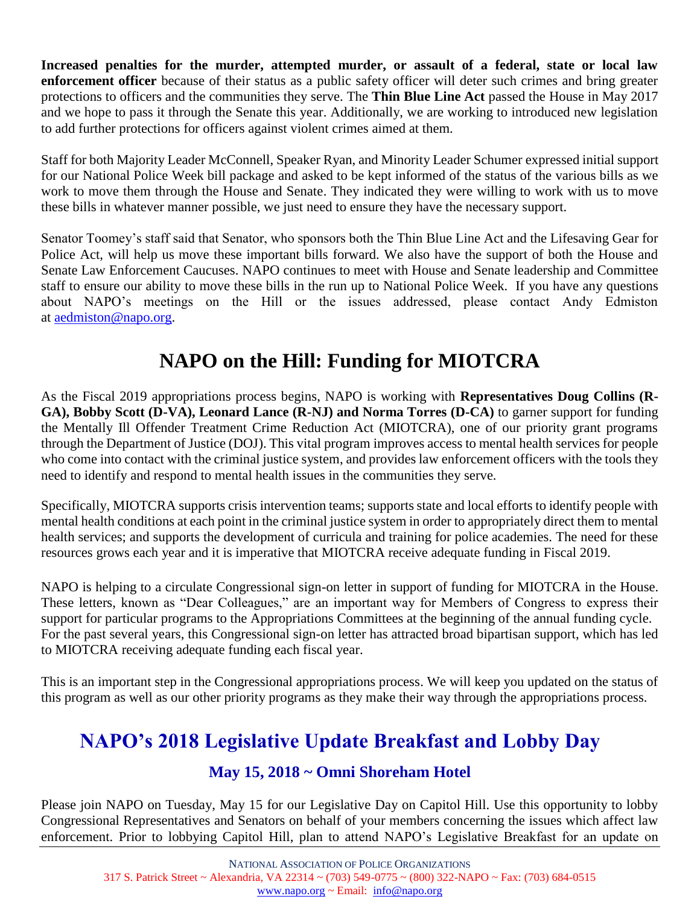**Increased penalties for the murder, attempted murder, or assault of a federal, state or local law enforcement officer** because of their status as a public safety officer will deter such crimes and bring greater protections to officers and the communities they serve. The **Thin Blue Line Act** passed the House in May 2017 and we hope to pass it through the Senate this year. Additionally, we are working to introduced new legislation to add further protections for officers against violent crimes aimed at them.

Staff for both Majority Leader McConnell, Speaker Ryan, and Minority Leader Schumer expressed initial support for our National Police Week bill package and asked to be kept informed of the status of the various bills as we work to move them through the House and Senate. They indicated they were willing to work with us to move these bills in whatever manner possible, we just need to ensure they have the necessary support.

Senator Toomey's staff said that Senator, who sponsors both the Thin Blue Line Act and the Lifesaving Gear for Police Act, will help us move these important bills forward. We also have the support of both the House and Senate Law Enforcement Caucuses. NAPO continues to meet with House and Senate leadership and Committee staff to ensure our ability to move these bills in the run up to National Police Week. If you have any questions about NAPO's meetings on the Hill or the issues addressed, please contact Andy Edmiston at aedmiston@napo.org.

# NAPO on the Hill: Funding for MIOTCRA

As the Fiscal 2019 appropriations process begins, NAPO is working with **Representatives Doug Collins (R-GA), Bobby Scott (D-VA), Leonard Lance (R-NJ) and Norma Torres (D-CA)** to garner support for funding the Mentally Ill Offender Treatment Crime Reduction Act (MIOTCRA), one of our priority grant programs through the Department of Justice (DOJ). This vital program improves access to mental health services for people who come into contact with the criminal justice system, and provides law enforcement officers with the tools they need to identify and respond to mental health issues in the communities they serve.

Specifically, MIOTCRA supports crisis intervention teams; supports state and local efforts to identify people with mental health conditions at each point in the criminal justice system in order to appropriately direct them to mental health services; and supports the development of curricula and training for police academies. The need for these resources grows each year and it is imperative that MIOTCRA receive adequate funding in Fiscal 2019.

NAPO is helping to a circulate Congressional sign-on letter in support of funding for MIOTCRA in the House. These letters, known as "Dear Colleagues," are an important way for Members of Congress to express their support for particular programs to the Appropriations Committees at the beginning of the annual funding cycle. For the past several years, this Congressional sign-on letter has attracted broad bipartisan support, which has led to MIOTCRA receiving adequate funding each fiscal year.

This is an important step in the Congressional appropriations process. We will keep you updated on the status of this program as well as our other priority programs as they make their way through the appropriations process.

# NAPO's 2018 Legislative Update Breakfast and Lobby Day

### May 15, 2018 ~ Omni Shoreham Hotel

Please join NAPO on Tuesday, May 15 for our Legislative Day on Capitol Hill. Use this opportunity to lobby Congressional Representatives and Senators on behalf of your members concerning the issues which affect law enforcement. Prior to lobbying Capitol Hill, plan to attend NAPO's Legislative Breakfast for an update on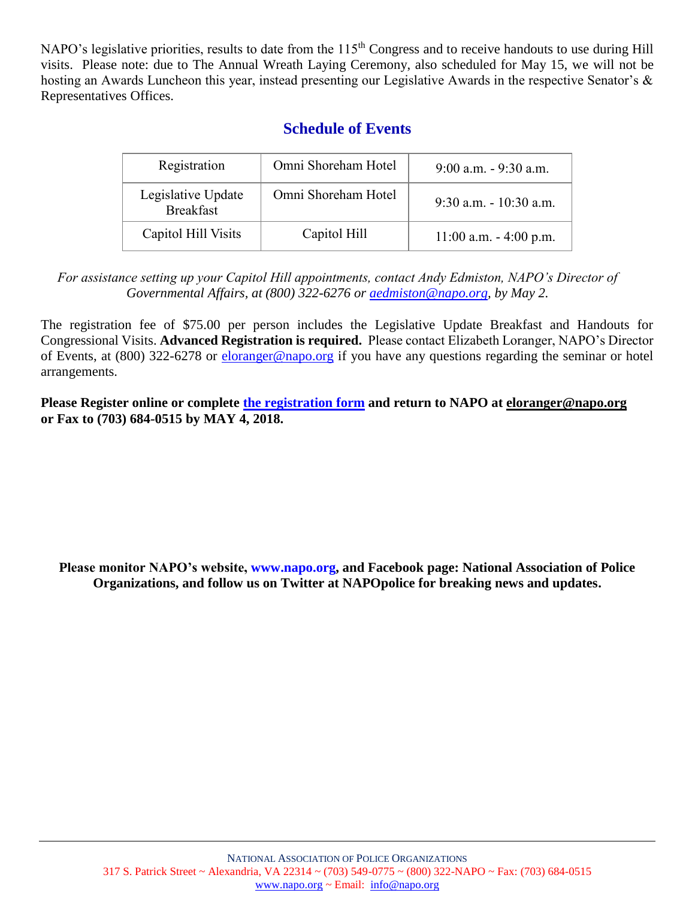NAPO's legislative priorities, results to date from the 115th Congress and to receive handouts to use during Hill visits. Please note: due to The Annual Wreath Laying Ceremony, also scheduled for May 15, we will not be hosting an Awards Luncheon this year, instead presenting our Legislative Awards in the respective Senator's & Representatives Offices.

## Schedule of Events

| | | |
|---|---|---|
| Registration | Omni Shoreham Hotel | 9:00 a.m. - 9:30 a.m. |
| Legislative Update Breakfast | Omni Shoreham Hotel | 9:30 a.m. - 10:30 a.m. |
| Capitol Hill Visits | Capitol Hill | 11:00 a.m. - 4:00 p.m. |

*For assistance setting up your Capitol Hill appointments, contact Andy Edmiston, NAPO's Director of Governmental Affairs, at (800) 322-6276 or aedmiston@napo.org, by May 2.*

The registration fee of $75.00 per person includes the Legislative Update Breakfast and Handouts for Congressional Visits. **Advanced Registration is required.** Please contact Elizabeth Loranger, NAPO's Director of Events, at (800) 322-6278 or eloranger@napo.org if you have any questions regarding the seminar or hotel arrangements.

**Please Register online or complete the registration form and return to NAPO at eloranger@napo.org or Fax to (703) 684-0515 by MAY 4, 2018.**

**Please monitor NAPO's website, www.napo.org, and Facebook page: National Association of Police Organizations, and follow us on Twitter at NAPOpolice for breaking news and updates.**

NATIONAL ASSOCIATION OF POLICE ORGANIZATIONS
317 S. Patrick Street ~ Alexandria, VA 22314 ~ (703) 549-0775 ~ (800) 322-NAPO ~ Fax: (703) 684-0515
www.napo.org ~ Email: info@napo.org